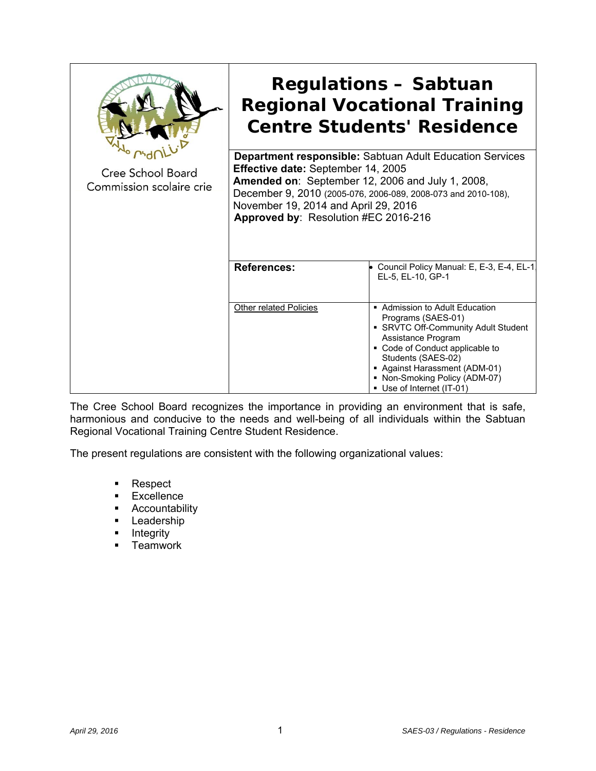Cree School Board
Commission scolaire crie

# Regulations – Sabtuan Regional Vocational Training Centre Students' Residence

**Department responsible:** Sabtuan Adult Education Services
**Effective date:** September 14, 2005
**Amended on**: September 12, 2006 and July 1, 2008, December 9, 2010 (2005-076, 2006-089, 2008-073 and 2010-108), November 19, 2014 and April 29, 2016
**Approved by**: Resolution #EC 2016-216

| **References:** | Council Policy Manual: E, E-3, E-4, EL-1, EL-5, EL-10, GP-1 |
|---|---|
| Other related Policies | ▪ Admission to Adult Education Programs (SAES-01)<br>▪ SRVTC Off-Community Adult Student Assistance Program<br>▪ Code of Conduct applicable to Students (SAES-02)<br>▪ Against Harassment (ADM-01)<br>▪ Non-Smoking Policy (ADM-07)<br>▪ Use of Internet (IT-01) |

The Cree School Board recognizes the importance in providing an environment that is safe, harmonious and conducive to the needs and well-being of all individuals within the Sabtuan Regional Vocational Training Centre Student Residence.

The present regulations are consistent with the following organizational values:

- Respect
- Excellence
- Accountability
- Leadership
- Integrity
- Teamwork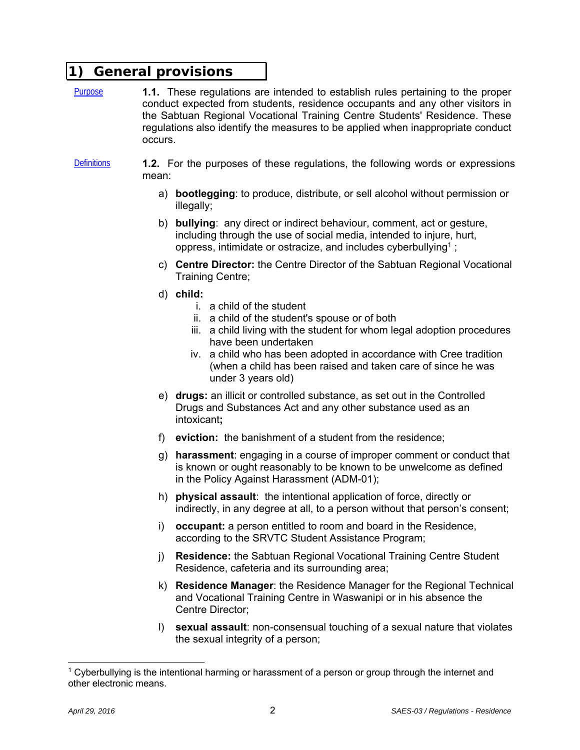# 1) General provisions

Purpose

**1.1.** These regulations are intended to establish rules pertaining to the proper conduct expected from students, residence occupants and any other visitors in the Sabtuan Regional Vocational Training Centre Students' Residence. These regulations also identify the measures to be applied when inappropriate conduct occurs.

Definitions

**1.2.** For the purposes of these regulations, the following words or expressions mean:

a) **bootlegging**: to produce, distribute, or sell alcohol without permission or illegally;

b) **bullying**: any direct or indirect behaviour, comment, act or gesture, including through the use of social media, intended to injure, hurt, oppress, intimidate or ostracize, and includes cyberbullying[1] ;

c) **Centre Director:** the Centre Director of the Sabtuan Regional Vocational Training Centre;

d) **child:**
   i. a child of the student
   ii. a child of the student's spouse or of both
   iii. a child living with the student for whom legal adoption procedures have been undertaken
   iv. a child who has been adopted in accordance with Cree tradition (when a child has been raised and taken care of since he was under 3 years old)

e) **drugs:** an illicit or controlled substance, as set out in the Controlled Drugs and Substances Act and any other substance used as an intoxicant**;**

f) **eviction:** the banishment of a student from the residence;

g) **harassment**: engaging in a course of improper comment or conduct that is known or ought reasonably to be known to be unwelcome as defined in the Policy Against Harassment (ADM-01);

h) **physical assault**: the intentional application of force, directly or indirectly, in any degree at all, to a person without that person's consent;

i) **occupant:** a person entitled to room and board in the Residence, according to the SRVTC Student Assistance Program;

j) **Residence:** the Sabtuan Regional Vocational Training Centre Student Residence, cafeteria and its surrounding area;

k) **Residence Manager**: the Residence Manager for the Regional Technical and Vocational Training Centre in Waswanipi or in his absence the Centre Director;

l) **sexual assault**: non-consensual touching of a sexual nature that violates the sexual integrity of a person;

[1] Cyberbullying is the intentional harming or harassment of a person or group through the internet and other electronic means.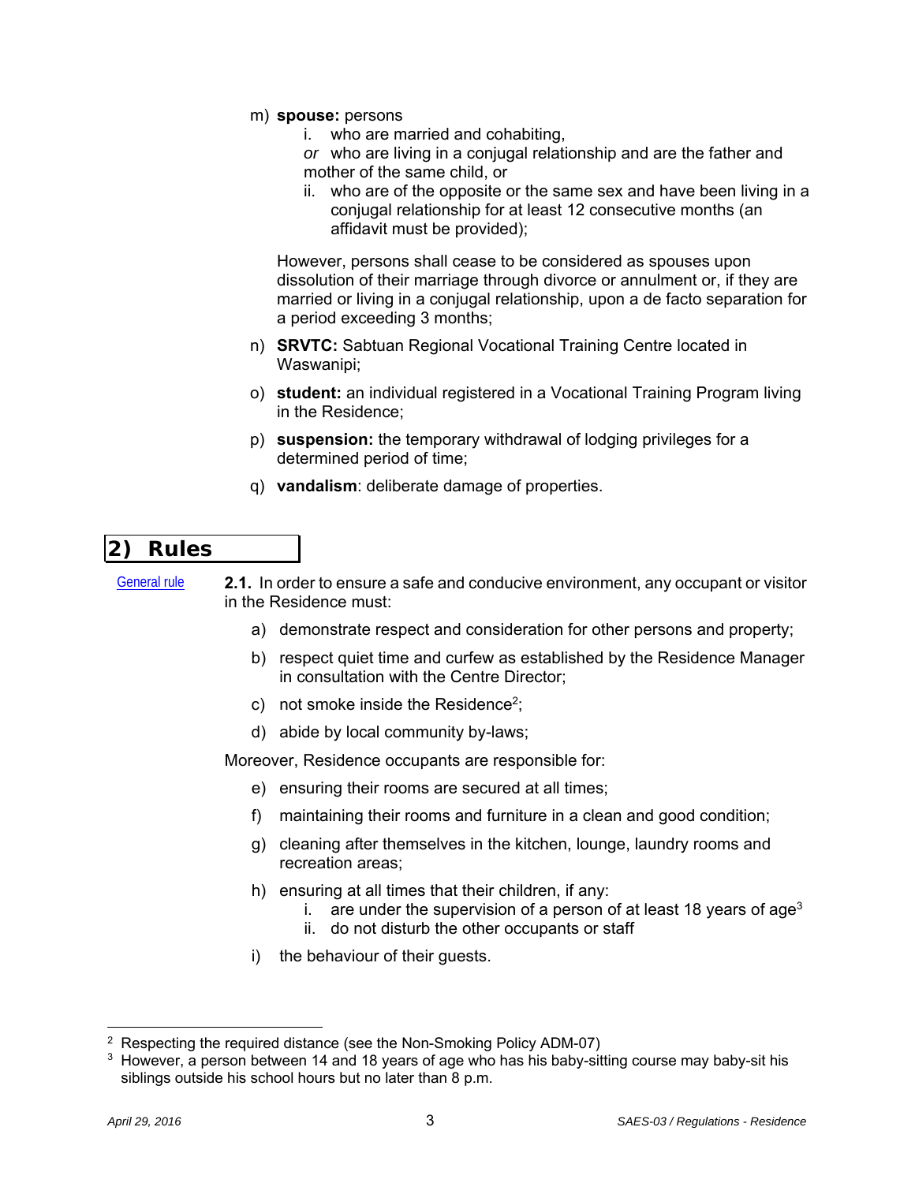m) **spouse:** persons

  i. who are married and cohabiting,

  *or* who are living in a conjugal relationship and are the father and mother of the same child, or

  ii. who are of the opposite or the same sex and have been living in a conjugal relationship for at least 12 consecutive months (an affidavit must be provided);

  However, persons shall cease to be considered as spouses upon dissolution of their marriage through divorce or annulment or, if they are married or living in a conjugal relationship, upon a de facto separation for a period exceeding 3 months;

n) **SRVTC:** Sabtuan Regional Vocational Training Centre located in Waswanipi;

o) **student:** an individual registered in a Vocational Training Program living in the Residence;

p) **suspension:** the temporary withdrawal of lodging privileges for a determined period of time;

q) **vandalism**: deliberate damage of properties.

## 2) Rules

General rule

**2.1.** In order to ensure a safe and conducive environment, any occupant or visitor in the Residence must:

a) demonstrate respect and consideration for other persons and property;

b) respect quiet time and curfew as established by the Residence Manager in consultation with the Centre Director;

c) not smoke inside the Residence[2];

d) abide by local community by-laws;

Moreover, Residence occupants are responsible for:

e) ensuring their rooms are secured at all times;

f) maintaining their rooms and furniture in a clean and good condition;

g) cleaning after themselves in the kitchen, lounge, laundry rooms and recreation areas;

h) ensuring at all times that their children, if any:
  i. are under the supervision of a person of at least 18 years of age[3]
  ii. do not disturb the other occupants or staff

i) the behaviour of their guests.

---

[2] Respecting the required distance (see the Non-Smoking Policy ADM-07)

[3] However, a person between 14 and 18 years of age who has his baby-sitting course may baby-sit his siblings outside his school hours but no later than 8 p.m.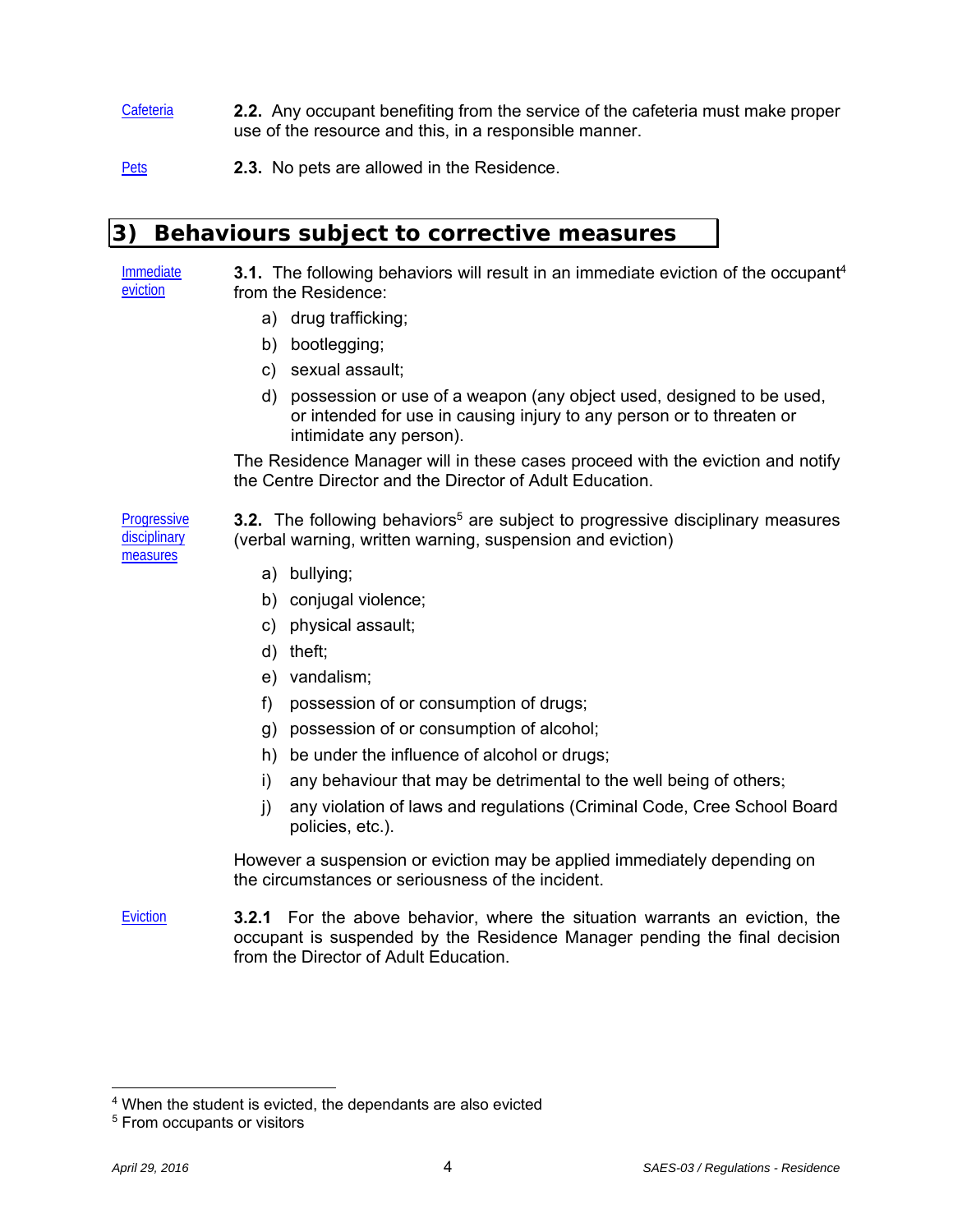Cafeteria

**2.2.** Any occupant benefiting from the service of the cafeteria must make proper use of the resource and this, in a responsible manner.

Pets

**2.3.** No pets are allowed in the Residence.

## 3) Behaviours subject to corrective measures

Immediate eviction

**3.1.** The following behaviors will result in an immediate eviction of the occupant[4] from the Residence:

a) drug trafficking;

b) bootlegging;

c) sexual assault;

d) possession or use of a weapon (any object used, designed to be used, or intended for use in causing injury to any person or to threaten or intimidate any person).

The Residence Manager will in these cases proceed with the eviction and notify the Centre Director and the Director of Adult Education.

Progressive disciplinary measures

**3.2.** The following behaviors[5] are subject to progressive disciplinary measures (verbal warning, written warning, suspension and eviction)

a) bullying;

b) conjugal violence;

c) physical assault;

d) theft;

e) vandalism;

f) possession of or consumption of drugs;

g) possession of or consumption of alcohol;

h) be under the influence of alcohol or drugs;

i) any behaviour that may be detrimental to the well being of others;

j) any violation of laws and regulations (Criminal Code, Cree School Board policies, etc.).

However a suspension or eviction may be applied immediately depending on the circumstances or seriousness of the incident.

Eviction

**3.2.1** For the above behavior, where the situation warrants an eviction, the occupant is suspended by the Residence Manager pending the final decision from the Director of Adult Education.

---

[4] When the student is evicted, the dependants are also evicted

[5] From occupants or visitors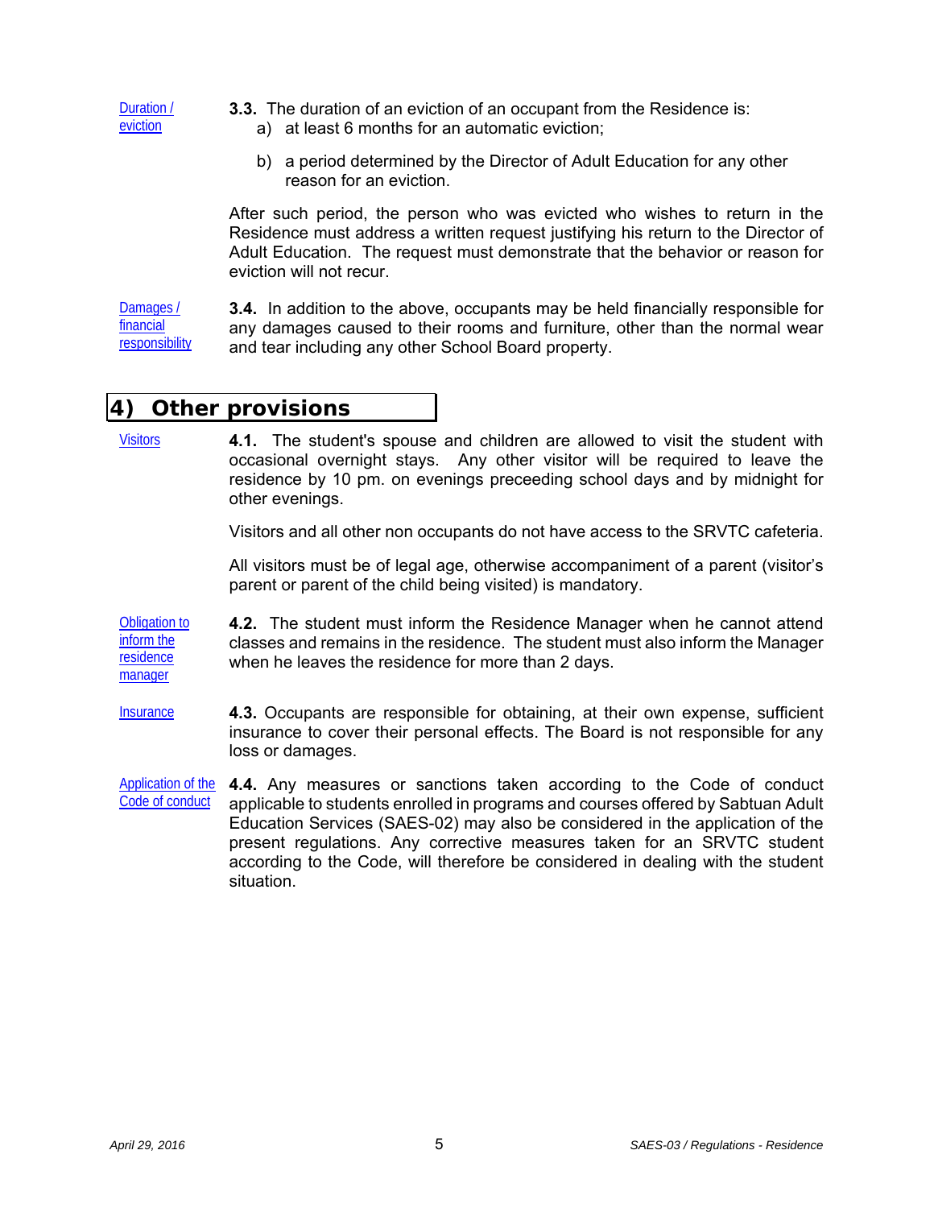Duration / eviction

**3.3.** The duration of an eviction of an occupant from the Residence is:

a) at least 6 months for an automatic eviction;

b) a period determined by the Director of Adult Education for any other reason for an eviction.

After such period, the person who was evicted who wishes to return in the Residence must address a written request justifying his return to the Director of Adult Education. The request must demonstrate that the behavior or reason for eviction will not recur.

Damages / financial responsibility

**3.4.** In addition to the above, occupants may be held financially responsible for any damages caused to their rooms and furniture, other than the normal wear and tear including any other School Board property.

## 4) Other provisions

Visitors

**4.1.** The student's spouse and children are allowed to visit the student with occasional overnight stays. Any other visitor will be required to leave the residence by 10 pm. on evenings preceeding school days and by midnight for other evenings.

Visitors and all other non occupants do not have access to the SRVTC cafeteria.

All visitors must be of legal age, otherwise accompaniment of a parent (visitor's parent or parent of the child being visited) is mandatory.

Obligation to inform the residence manager

**4.2.** The student must inform the Residence Manager when he cannot attend classes and remains in the residence. The student must also inform the Manager when he leaves the residence for more than 2 days.

Insurance

**4.3.** Occupants are responsible for obtaining, at their own expense, sufficient insurance to cover their personal effects. The Board is not responsible for any loss or damages.

Application of the Code of conduct

**4.4.** Any measures or sanctions taken according to the Code of conduct applicable to students enrolled in programs and courses offered by Sabtuan Adult Education Services (SAES-02) may also be considered in the application of the present regulations. Any corrective measures taken for an SRVTC student according to the Code, will therefore be considered in dealing with the student situation.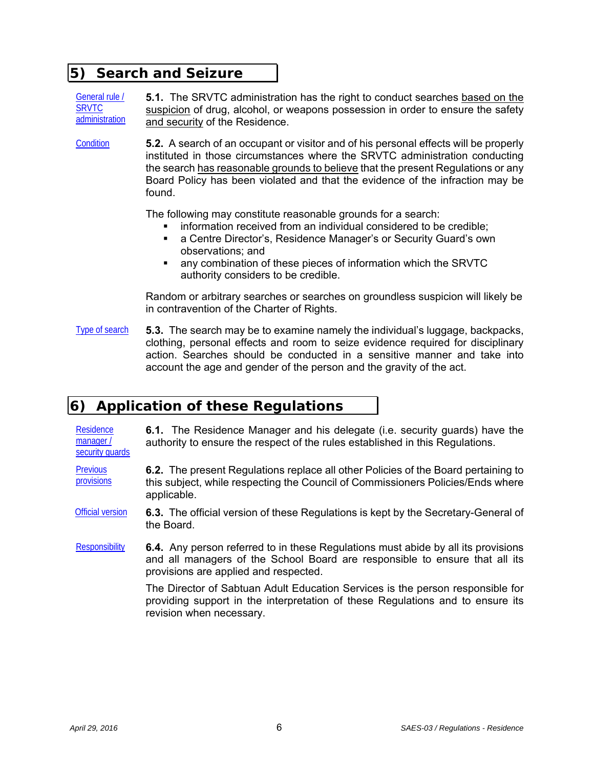## 5) Search and Search and Seizure

**General rule / SRVTC administration**

**5.1.** The SRVTC administration has the right to conduct searches based on the suspicion of drug, alcohol, or weapons possession in order to ensure the safety and security of the Residence.

**Condition**

**5.2.** A search of an occupant or visitor and of his personal effects will be properly instituted in those circumstances where the SRVTC administration conducting the search has reasonable grounds to believe that the present Regulations or any Board Policy has been violated and that the evidence of the infraction may be found.

The following may constitute reasonable grounds for a search:

- information received from an individual considered to be credible;
- a Centre Director's, Residence Manager's or Security Guard's own observations; and
- any combination of these pieces of information which the SRVTC authority considers to be credible.

Random or arbitrary searches or searches on groundless suspicion will likely be in contravention of the Charter of Rights.

**Type of search**

**5.3.** The search may be to examine namely the individual's luggage, backpacks, clothing, personal effects and room to seize evidence required for disciplinary action. Searches should be conducted in a sensitive manner and take into account the age and gender of the person and the gravity of the act.

## 6) Application of these Regulations

**Residence manager / security guards**

**6.1.** The Residence Manager and his delegate (i.e. security guards) have the authority to ensure the respect of the rules established in this Regulations.

**Previous provisions**

**6.2.** The present Regulations replace all other Policies of the Board pertaining to this subject, while respecting the Council of Commissioners Policies/Ends where applicable.

**Official version**

**6.3.** The official version of these Regulations is kept by the Secretary-General of the Board.

**Responsibility**

**6.4.** Any person referred to in these Regulations must abide by all its provisions and all managers of the School Board are responsible to ensure that all its provisions are applied and respected.

The Director of Sabtuan Adult Education Services is the person responsible for providing support in the interpretation of these Regulations and to ensure its revision when necessary.

## 5) Search and Seizure

**General rule / SRVTC administration**

**5.1.** The SRVTC administration has the right to conduct searches based on the suspicion of drug, alcohol, or weapons possession in order to ensure the safety and security of the Residence.

**Condition**

**5.2.** A search of an occupant or visitor and of his personal effects will be properly instituted in those circumstances where the SRVTC administration conducting the search has reasonable grounds to believe that the present Regulations or any Board Policy has been violated and that the evidence of the infraction may be found.

The following may constitute reasonable grounds for a search:

- information received from an individual considered to be credible;
- a Centre Director's, Residence Manager's or Security Guard's own observations; and
- any combination of these pieces of information which the SRVTC authority considers to be credible.

Random or arbitrary searches or searches on groundless suspicion will likely be in contravention of the Charter of Rights.

**Type of search**

**5.3.** The search may be to examine namely the individual's luggage, backpacks, clothing, personal effects and room to seize evidence required for disciplinary action. Searches should be conducted in a sensitive manner and take into account the age and gender of the person and the gravity of the act.

## 6) Application of these Regulations

**Residence manager / security guards**

**6.1.** The Residence Manager and his delegate (i.e. security guards) have the authority to ensure the respect of the rules established in this Regulations.

**Previous provisions**

**6.2.** The present Regulations replace all other Policies of the Board pertaining to this subject, while respecting the Council of Commissioners Policies/Ends where applicable.

**Official version**

**6.3.** The official version of these Regulations is kept by the Secretary-General of the Board.

**Responsibility**

**6.4.** Any person referred to in these Regulations must abide by all its provisions and all managers of the School Board are responsible to ensure that all its provisions are applied and respected.

The Director of Sabtuan Adult Education Services is the person responsible for providing support in the interpretation of these Regulations and to ensure its revision when necessary.